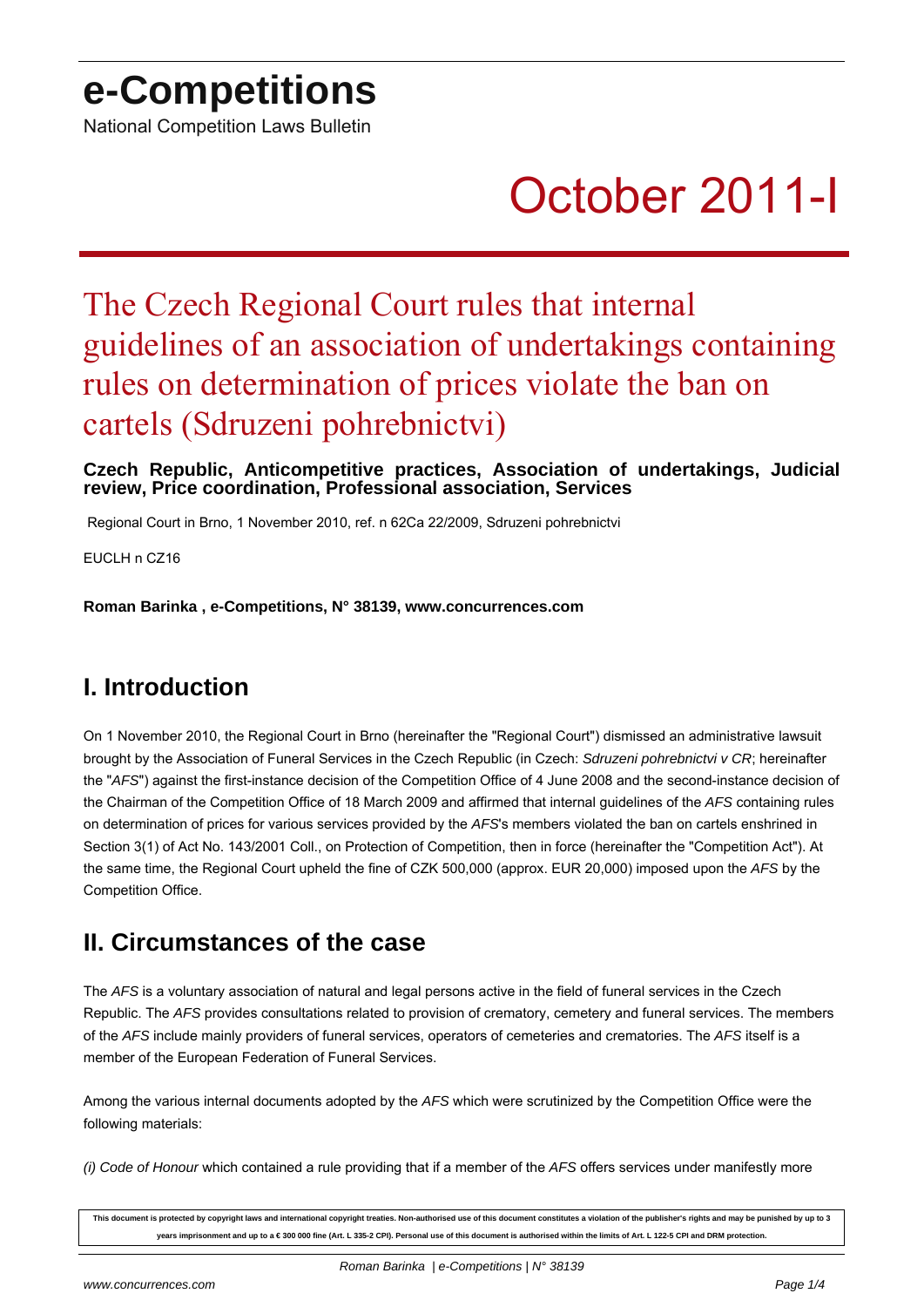# e-Competitions

National Competition Laws Bulletin

October 2011-I

# The Czech Regional Court rules that internal guidelines of an association of undertakings containing rules on determination of prices violate the ban on cartels (Sdruzeni pohrebnictvi)

**Czech Republic, Anticompetitive practices, Association of undertakings, Judicial review, Price coordination, Professional association, Services**

Regional Court in Brno, 1 November 2010, ref. n 62Ca 22/2009, Sdruzeni pohrebnictvi

EUCLH n CZ16

**Roman Barinka , e-Competitions, N° 38139, www.concurrences.com**

## I. Introduction

On 1 November 2010, the Regional Court in Brno (hereinafter the "Regional Court") dismissed an administrative lawsuit brought by the Association of Funeral Services in the Czech Republic (in Czech: *Sdruzeni pohrebnictvi v CR*; hereinafter the "*AFS*") against the first-instance decision of the Competition Office of 4 June 2008 and the second-instance decision of the Chairman of the Competition Office of 18 March 2009 and affirmed that internal guidelines of the *AFS* containing rules on determination of prices for various services provided by the *AFS*'s members violated the ban on cartels enshrined in Section 3(1) of Act No. 143/2001 Coll., on Protection of Competition, then in force (hereinafter the "Competition Act"). At the same time, the Regional Court upheld the fine of CZK 500,000 (approx. EUR 20,000) imposed upon the *AFS* by the Competition Office.

## II. Circumstances of the case

The *AFS* is a voluntary association of natural and legal persons active in the field of funeral services in the Czech Republic. The *AFS* provides consultations related to provision of crematory, cemetery and funeral services. The members of the *AFS* include mainly providers of funeral services, operators of cemeteries and crematories. The *AFS* itself is a member of the European Federation of Funeral Services.

Among the various internal documents adopted by the *AFS* which were scrutinized by the Competition Office were the following materials:

*(i) Code of Honour* which contained a rule providing that if a member of the *AFS* offers services under manifestly more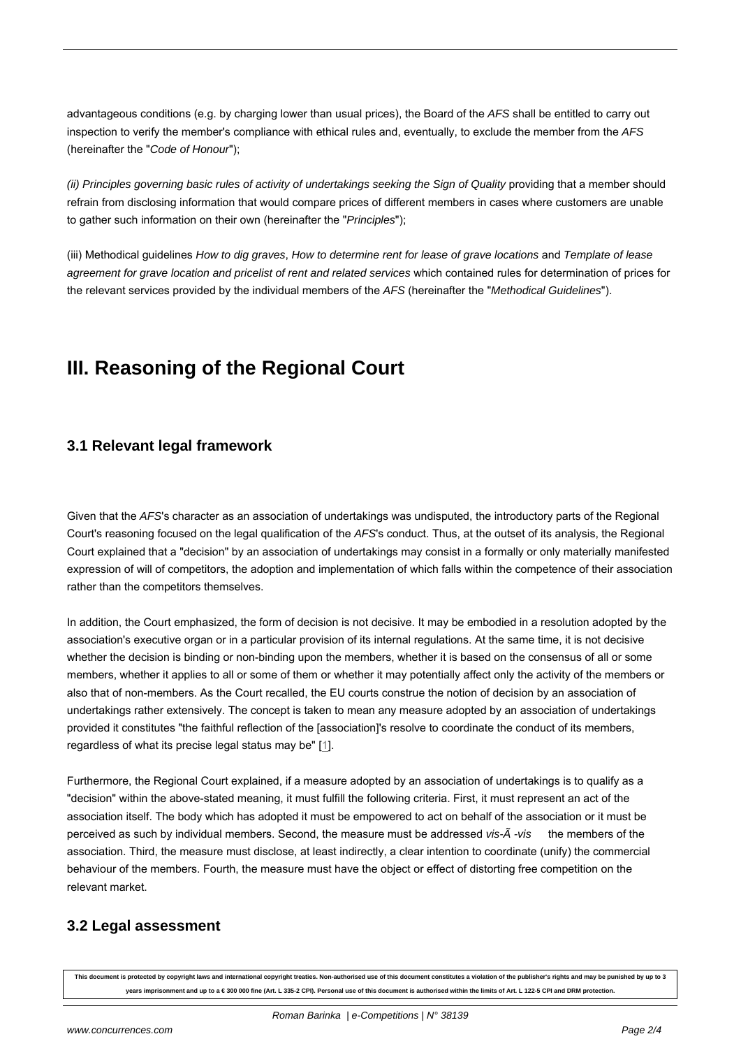advantageous conditions (e.g. by charging lower than usual prices), the Board of the *AFS* shall be entitled to carry out inspection to verify the member's compliance with ethical rules and, eventually, to exclude the member from the *AFS* (hereinafter the "*Code of Honour*");

*(ii) Principles governing basic rules of activity of undertakings seeking the Sign of Quality* providing that a member should refrain from disclosing information that would compare prices of different members in cases where customers are unable to gather such information on their own (hereinafter the "*Principles*");

(iii) Methodical guidelines *How to dig graves*, *How to determine rent for lease of grave locations* and *Template of lease agreement for grave location and pricelist of rent and related services* which contained rules for determination of prices for the relevant services provided by the individual members of the *AFS* (hereinafter the "*Methodical Guidelines*").

# III. Reasoning of the Regional Court

## 3.1 Relevant legal framework

Given that the *AFS*'s character as an association of undertakings was undisputed, the introductory parts of the Regional Court's reasoning focused on the legal qualification of the *AFS*'s conduct. Thus, at the outset of its analysis, the Regional Court explained that a "decision" by an association of undertakings may consist in a formally or only materially manifested expression of will of competitors, the adoption and implementation of which falls within the competence of their association rather than the competitors themselves.

In addition, the Court emphasized, the form of decision is not decisive. It may be embodied in a resolution adopted by the association's executive organ or in a particular provision of its internal regulations. At the same time, it is not decisive whether the decision is binding or non-binding upon the members, whether it is based on the consensus of all or some members, whether it applies to all or some of them or whether it may potentially affect only the activity of the members or also that of non-members. As the Court recalled, the EU courts construe the notion of decision by an association of undertakings rather extensively. The concept is taken to mean any measure adopted by an association of undertakings provided it constitutes "the faithful reflection of the [association]'s resolve to coordinate the conduct of its members, regardless of what its precise legal status may be" [1].

Furthermore, the Regional Court explained, if a measure adopted by an association of undertakings is to qualify as a "decision" within the above-stated meaning, it must fulfill the following criteria. First, it must represent an act of the association itself. The body which has adopted it must be empowered to act on behalf of the association or it must be perceived as such by individual members. Second, the measure must be addressed *vis-Ã -vis* the members of the association. Third, the measure must disclose, at least indirectly, a clear intention to coordinate (unify) the commercial behaviour of the members. Fourth, the measure must have the object or effect of distorting free competition on the relevant market.

## 3.2 Legal assessment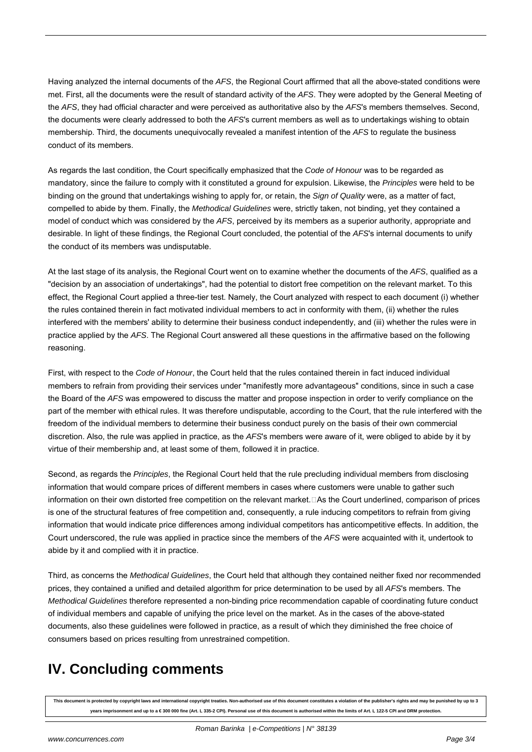Having analyzed the internal documents of the *AFS*, the Regional Court affirmed that all the above-stated conditions were met. First, all the documents were the result of standard activity of the *AFS*. They were adopted by the General Meeting of the *AFS*, they had official character and were perceived as authoritative also by the *AFS*'s members themselves. Second, the documents were clearly addressed to both the *AFS*'s current members as well as to undertakings wishing to obtain membership. Third, the documents unequivocally revealed a manifest intention of the *AFS* to regulate the business conduct of its members.

As regards the last condition, the Court specifically emphasized that the *Code of Honour* was to be regarded as mandatory, since the failure to comply with it constituted a ground for expulsion. Likewise, the *Principles* were held to be binding on the ground that undertakings wishing to apply for, or retain, the *Sign of Quality* were, as a matter of fact, compelled to abide by them. Finally, the *Methodical Guidelines* were, strictly taken, not binding, yet they contained a model of conduct which was considered by the *AFS*, perceived by its members as a superior authority, appropriate and desirable. In light of these findings, the Regional Court concluded, the potential of the *AFS*'s internal documents to unify the conduct of its members was undisputable.

At the last stage of its analysis, the Regional Court went on to examine whether the documents of the *AFS*, qualified as a "decision by an association of undertakings", had the potential to distort free competition on the relevant market. To this effect, the Regional Court applied a three-tier test. Namely, the Court analyzed with respect to each document (i) whether the rules contained therein in fact motivated individual members to act in conformity with them, (ii) whether the rules interfered with the members' ability to determine their business conduct independently, and (iii) whether the rules were in practice applied by the *AFS*. The Regional Court answered all these questions in the affirmative based on the following reasoning.

First, with respect to the *Code of Honour*, the Court held that the rules contained therein in fact induced individual members to refrain from providing their services under "manifestly more advantageous" conditions, since in such a case the Board of the *AFS* was empowered to discuss the matter and propose inspection in order to verify compliance on the part of the member with ethical rules. It was therefore undisputable, according to the Court, that the rule interfered with the freedom of the individual members to determine their business conduct purely on the basis of their own commercial discretion. Also, the rule was applied in practice, as the *AFS*'s members were aware of it, were obliged to abide by it by virtue of their membership and, at least some of them, followed it in practice.

Second, as regards the *Principles*, the Regional Court held that the rule precluding individual members from disclosing information that would compare prices of different members in cases where customers were unable to gather such information on their own distorted free competition on the relevant market. As the Court underlined, comparison of prices is one of the structural features of free competition and, consequently, a rule inducing competitors to refrain from giving information that would indicate price differences among individual competitors has anticompetitive effects. In addition, the Court underscored, the rule was applied in practice since the members of the *AFS* were acquainted with it, undertook to abide by it and complied with it in practice.

Third, as concerns the *Methodical Guidelines*, the Court held that although they contained neither fixed nor recommended prices, they contained a unified and detailed algorithm for price determination to be used by all *AFS*'s members. The *Methodical Guidelines* therefore represented a non-binding price recommendation capable of coordinating future conduct of individual members and capable of unifying the price level on the market. As in the cases of the above-stated documents, also these guidelines were followed in practice, as a result of which they diminished the free choice of consumers based on prices resulting from unrestrained competition.

# IV. Concluding comments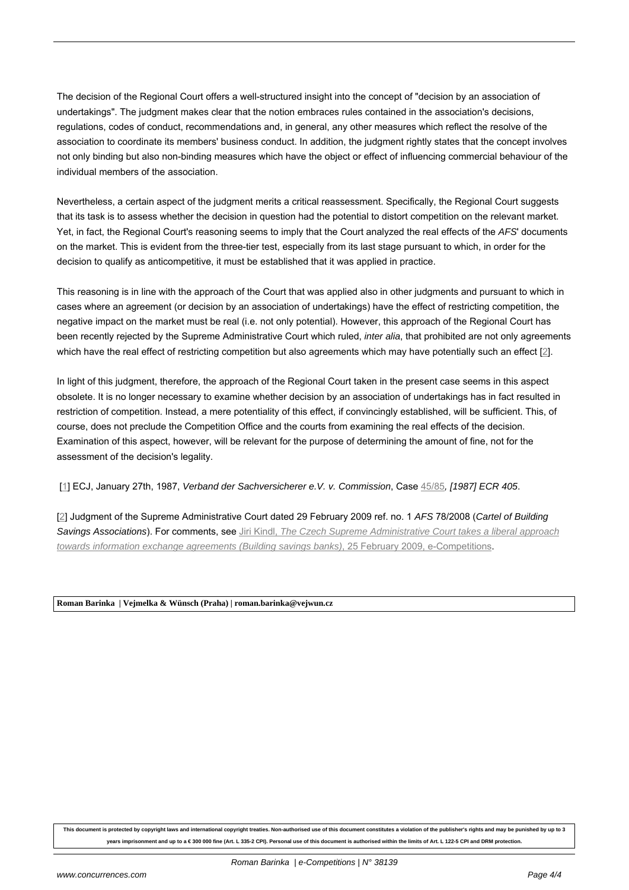The decision of the Regional Court offers a well-structured insight into the concept of "decision by an association of undertakings". The judgment makes clear that the notion embraces rules contained in the association's decisions, regulations, codes of conduct, recommendations and, in general, any other measures which reflect the resolve of the association to coordinate its members' business conduct. In addition, the judgment rightly states that the concept involves not only binding but also non-binding measures which have the object or effect of influencing commercial behaviour of the individual members of the association.

Nevertheless, a certain aspect of the judgment merits a critical reassessment. Specifically, the Regional Court suggests that its task is to assess whether the decision in question had the potential to distort competition on the relevant market. Yet, in fact, the Regional Court's reasoning seems to imply that the Court analyzed the real effects of the *AFS*' documents on the market. This is evident from the three-tier test, especially from its last stage pursuant to which, in order for the decision to qualify as anticompetitive, it must be established that it was applied in practice.

This reasoning is in line with the approach of the Court that was applied also in other judgments and pursuant to which in cases where an agreement (or decision by an association of undertakings) have the effect of restricting competition, the negative impact on the market must be real (i.e. not only potential). However, this approach of the Regional Court has been recently rejected by the Supreme Administrative Court which ruled, *inter alia*, that prohibited are not only agreements which have the real effect of restricting competition but also agreements which may have potentially such an effect [2].

In light of this judgment, therefore, the approach of the Regional Court taken in the present case seems in this aspect obsolete. It is no longer necessary to examine whether decision by an association of undertakings has in fact resulted in restriction of competition. Instead, a mere potentiality of this effect, if convincingly established, will be sufficient. This, of course, does not preclude the Competition Office and the courts from examining the real effects of the decision. Examination of this aspect, however, will be relevant for the purpose of determining the amount of fine, not for the assessment of the decision's legality.

[1] ECJ, January 27th, 1987, *Verband der Sachversicherer e.V. v. Commission*, Case 45/85, *[1987] ECR 405*.

[2] Judgment of the Supreme Administrative Court dated 29 February 2009 ref. no. 1 *AFS* 78/2008 (*Cartel of Building Savings Associations*). For comments, see Jiri Kindl, *The Czech Supreme Administrative Court takes a liberal approach towards information exchange agreements (Building savings banks)*, 25 February 2009, e-Competitions.

**Roman Barinka | Vejmelka & Wünsch (Praha) | roman.barinka@vejwun.cz**

This document is protected by copyright laws and international copyright treaties. Non-authorised use of this document constitutes a violation of the publisher's rights and may be punished by up to 3 years imprisonment and up to a € 300 000 fine (Art. L 335-2 CPI). Personal use of this document is authorised within the limits of Art. L 122-5 CPI and DRM protection.